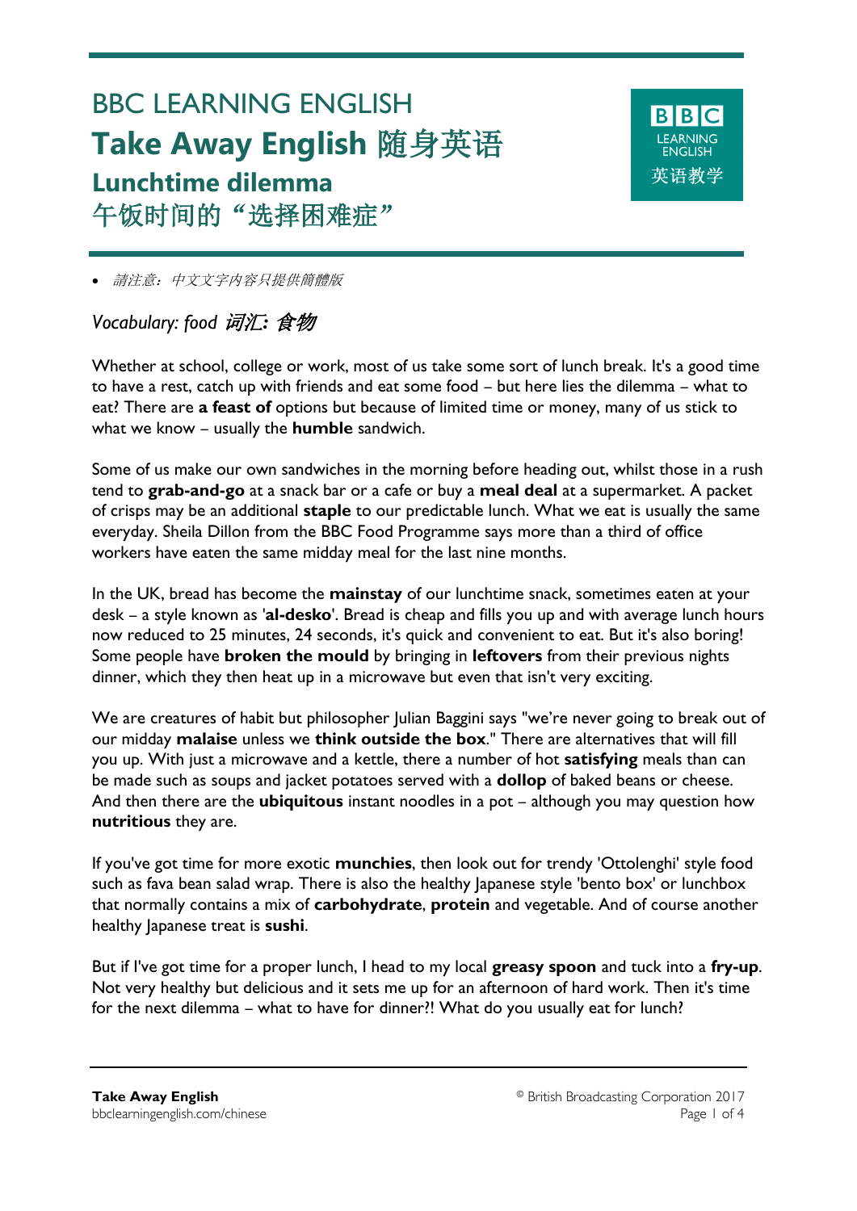# BBC LEARNING ENGLISH

# Take Away English 随身英语

## Lunchtime dilemma

## 午饭时间的“选择困难症”

- *請注意：中文文字內容只提供簡體版*

### *Vocabulary: food 词汇：食物*

Whether at school, college or work, most of us take some sort of lunch break. It's a good time to have a rest, catch up with friends and eat some food – but here lies the dilemma – what to eat? There are **a feast of** options but because of limited time or money, many of us stick to what we know – usually the **humble** sandwich.

Some of us make our own sandwiches in the morning before heading out, whilst those in a rush tend to **grab-and-go** at a snack bar or a cafe or buy a **meal deal** at a supermarket. A packet of crisps may be an additional **staple** to our predictable lunch. What we eat is usually the same everyday. Sheila Dillon from the BBC Food Programme says more than a third of office workers have eaten the same midday meal for the last nine months.

In the UK, bread has become the **mainstay** of our lunchtime snack, sometimes eaten at your desk – a style known as '**al-desko**'. Bread is cheap and fills you up and with average lunch hours now reduced to 25 minutes, 24 seconds, it's quick and convenient to eat. But it's also boring! Some people have **broken the mould** by bringing in **leftovers** from their previous nights dinner, which they then heat up in a microwave but even that isn't very exciting.

We are creatures of habit but philosopher Julian Baggini says "we're never going to break out of our midday **malaise** unless we **think outside the box**." There are alternatives that will fill you up. With just a microwave and a kettle, there a number of hot **satisfying** meals than can be made such as soups and jacket potatoes served with a **dollop** of baked beans or cheese. And then there are the **ubiquitous** instant noodles in a pot – although you may question how **nutritious** they are.

If you've got time for more exotic **munchies**, then look out for trendy 'Ottolenghi' style food such as fava bean salad wrap. There is also the healthy Japanese style 'bento box' or lunchbox that normally contains a mix of **carbohydrate**, **protein** and vegetable. And of course another healthy Japanese treat is **sushi**.

But if I've got time for a proper lunch, I head to my local **greasy spoon** and tuck into a **fry-up**. Not very healthy but delicious and it sets me up for an afternoon of hard work. Then it's time for the next dilemma – what to have for dinner?! What do you usually eat for lunch?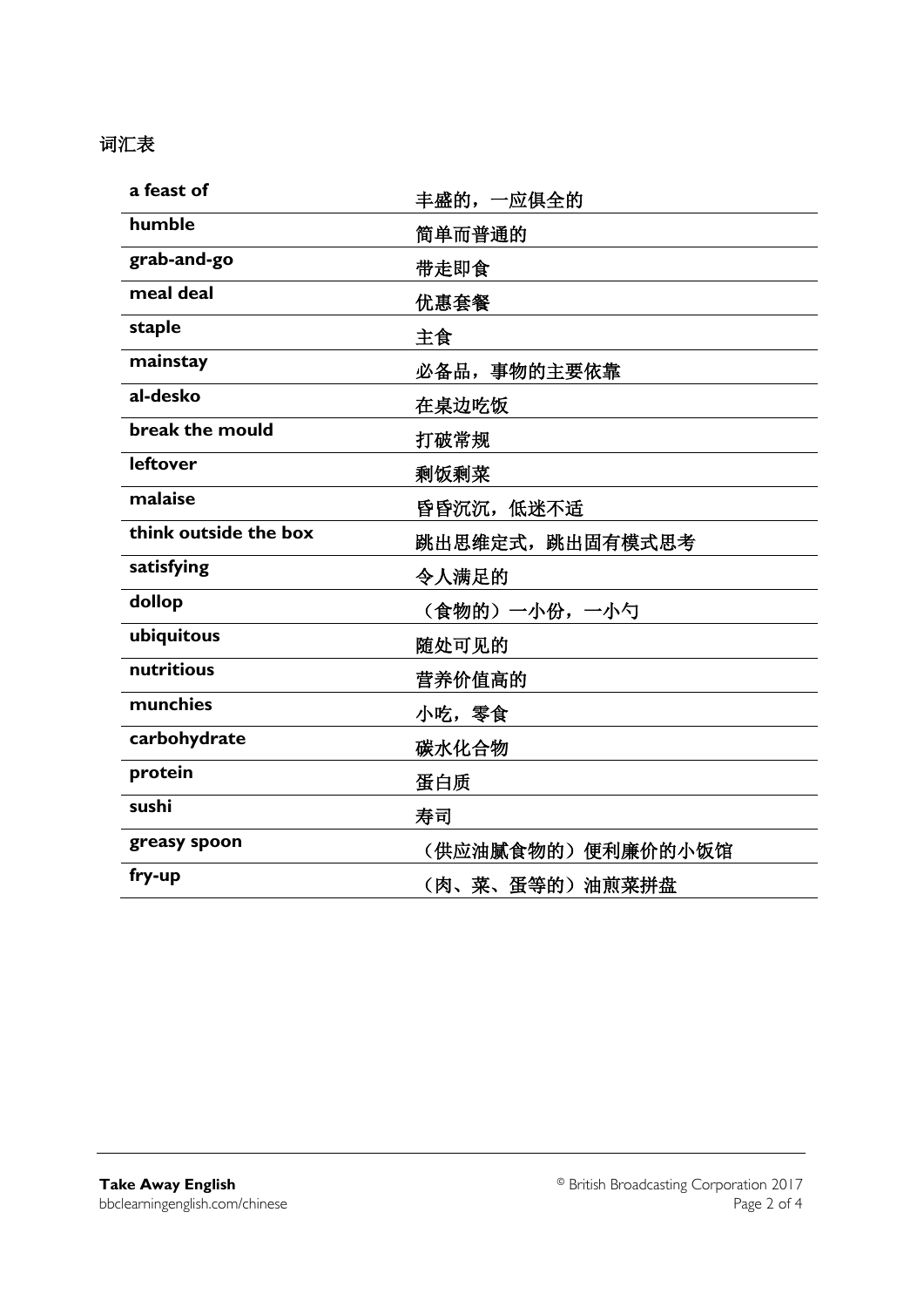词汇表

| | |
|---|---|
| **a feast of** | 丰盛的，一应俱全的 |
| **humble** | 简单而普通的 |
| **grab-and-go** | 带走即食 |
| **meal deal** | 优惠套餐 |
| **staple** | 主食 |
| **mainstay** | 必备品，事物的主要依靠 |
| **al-desko** | 在桌边吃饭 |
| **break the mould** | 打破常规 |
| **leftover** | 剩饭剩菜 |
| **malaise** | 昏昏沉沉，低迷不适 |
| **think outside the box** | 跳出思维定式，跳出固有模式思考 |
| **satisfying** | 令人满足的 |
| **dollop** | （食物的）一小份，一小勺 |
| **ubiquitous** | 随处可见的 |
| **nutritious** | 营养价值高的 |
| **munchies** | 小吃，零食 |
| **carbohydrate** | 碳水化合物 |
| **protein** | 蛋白质 |
| **sushi** | 寿司 |
| **greasy spoon** | （供应油腻食物的）便利廉价的小饭馆 |
| **fry-up** | （肉、菜、蛋等的）油煎菜拼盘 |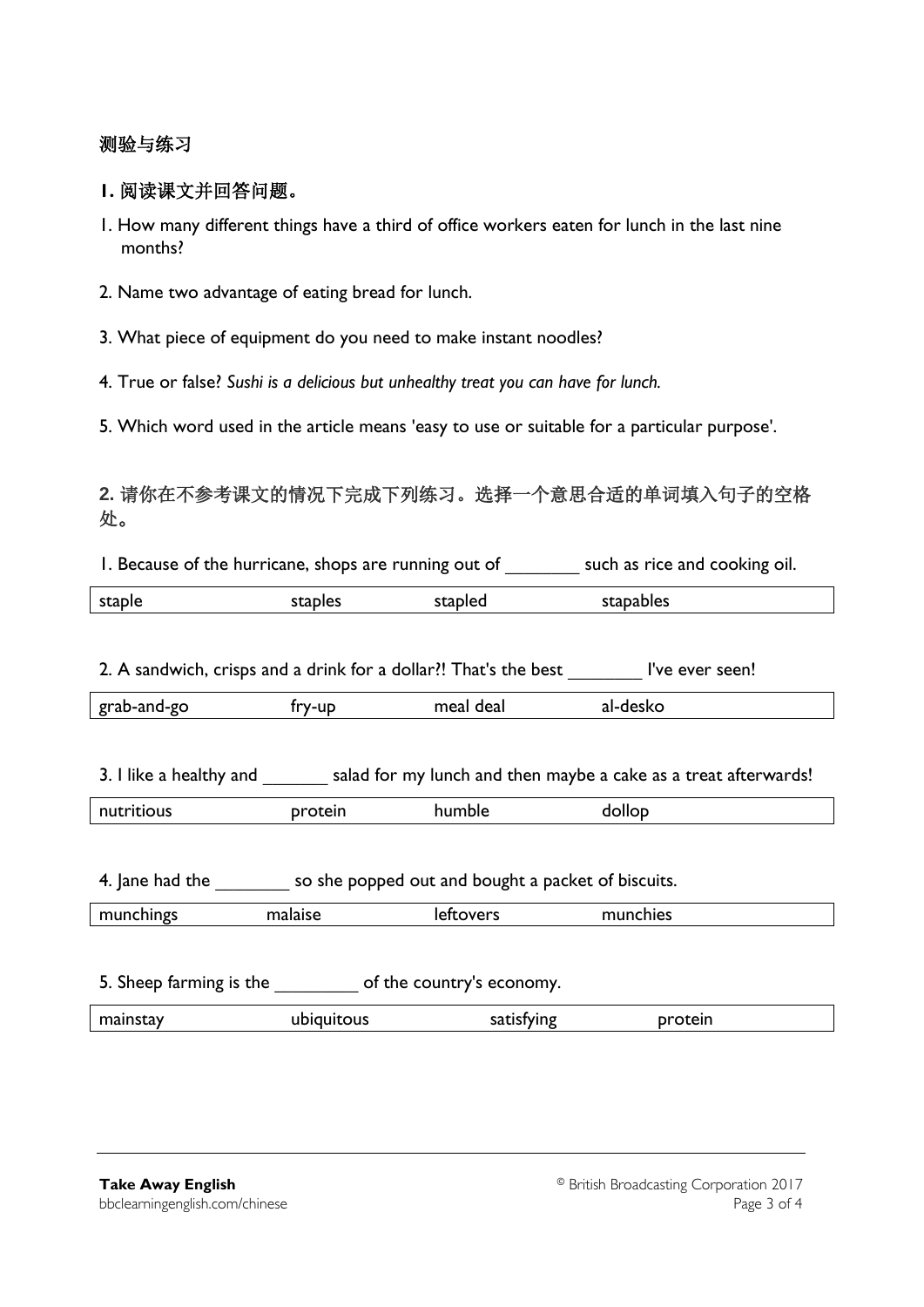## 测验与练习

### 1. 阅读课文并回答问题。

1. How many different things have a third of office workers eaten for lunch in the last nine months?

2. Name two advantage of eating bread for lunch.

3. What piece of equipment do you need to make instant noodles?

4. True or false? *Sushi is a delicious but unhealthy treat you can have for lunch.*

5. Which word used in the article means 'easy to use or suitable for a particular purpose'.

### 2. 请你在不参考课文的情况下完成下列练习。选择一个意思合适的单词填入句子的空格处。

1. Because of the hurricane, shops are running out of ________ such as rice and cooking oil.

| staple | staples | stapled | stapables |
|---|---|---|---|

2. A sandwich, crisps and a drink for a dollar?! That's the best ________ I've ever seen!

| grab-and-go | fry-up | meal deal | al-desko |
|---|---|---|---|

3. I like a healthy and _______ salad for my lunch and then maybe a cake as a treat afterwards!

| nutritious | protein | humble | dollop |
|---|---|---|---|

4. Jane had the ________ so she popped out and bought a packet of biscuits.

| munchings | malaise | leftovers | munchies |
|---|---|---|---|

5. Sheep farming is the _________ of the country's economy.

| mainstay | ubiquitous | satisfying | protein |
|---|---|---|---|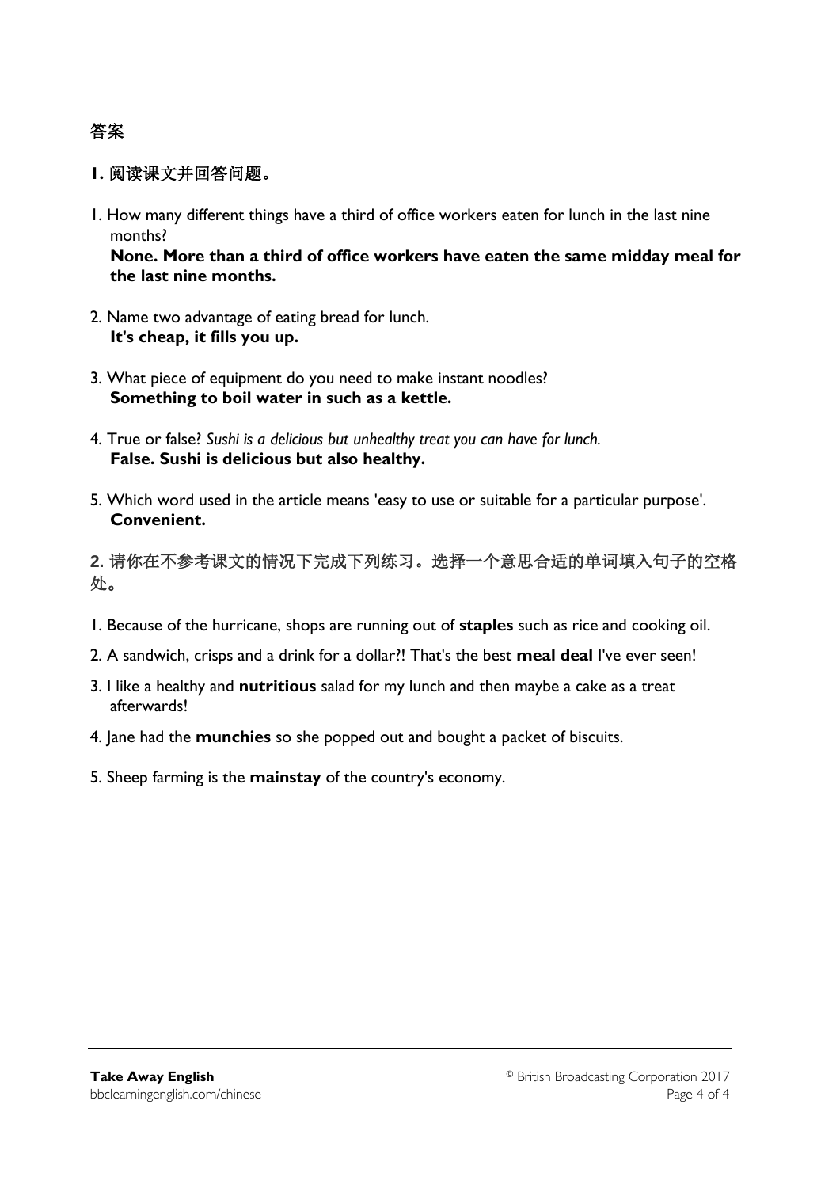## 答案

### 1. 阅读课文并回答问题。

1. How many different things have a third of office workers eaten for lunch in the last nine months?
   **None. More than a third of office workers have eaten the same midday meal for the last nine months.**

2. Name two advantage of eating bread for lunch.
   **It's cheap, it fills you up.**

3. What piece of equipment do you need to make instant noodles?
   **Something to boil water in such as a kettle.**

4. True or false? *Sushi is a delicious but unhealthy treat you can have for lunch.*
   **False. Sushi is delicious but also healthy.**

5. Which word used in the article means 'easy to use or suitable for a particular purpose'.
   **Convenient.**

### 2. 请你在不参考课文的情况下完成下列练习。选择一个意思合适的单词填入句子的空格处。

1. Because of the hurricane, shops are running out of **staples** such as rice and cooking oil.
2. A sandwich, crisps and a drink for a dollar?! That's the best **meal deal** I've ever seen!
3. I like a healthy and **nutritious** salad for my lunch and then maybe a cake as a treat afterwards!
4. Jane had the **munchies** so she popped out and bought a packet of biscuits.
5. Sheep farming is the **mainstay** of the country's economy.